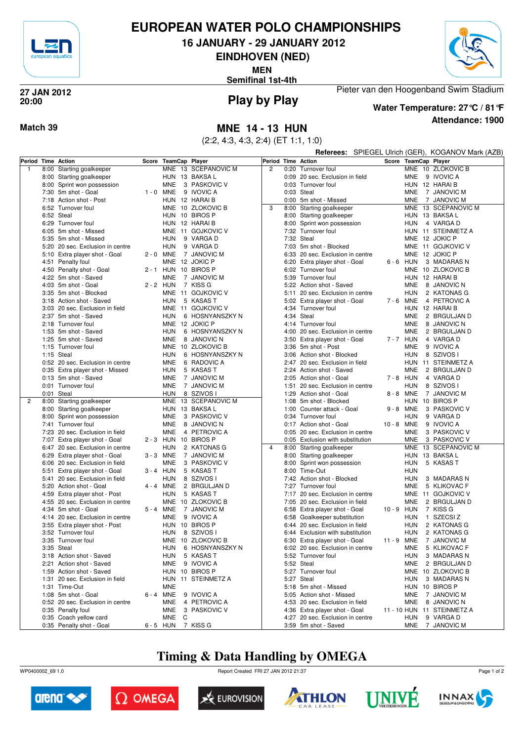# EUROPEAN WATER POLO CHAMPIONSHIPS

## 16 JANUARY - 29 JANUARY 2012

## EINDHOVEN (NED)

**MEN**

**Semifinal 1st-4th**

**27 JAN 2012**
**20:00**

## Play by Play

Pieter van den Hoogenband Swim Stadium

**Water Temperature: 27°C / 81°F**

**Attendance: 1900**

**Match 39**

## MNE 14 - 13 HUN

(2:2, 4:3, 4:3, 2:4) (ET 1:1, 1:0)

**Referees:** SPIEGEL Ulrich (GER), KOGANOV Mark (AZB)

| Period | Time | Action | Score | TeamCap | Player |
|---|---|---|---|---|---|
| 1 | 8:00 | Starting goalkeeper | | MNE 13 | SCEPANOVIC M |
| | 8:00 | Starting goalkeeper | | HUN 13 | BAKSA L |
| | 8:00 | Sprint won possession | | MNE 3 | PASKOVIC V |
| | 7:30 | 5m shot - Goal | 1 - 0 | MNE 9 | IVOVIC A |
| | 7:18 | Action shot - Post | | HUN 12 | HARAI B |
| | 6:52 | Turnover foul | | MNE 10 | ZLOKOVIC B |
| | 6:52 | Steal | | HUN 10 | BIROS P |
| | 6:29 | Turnover foul | | HUN 12 | HARAI B |
| | 6:05 | 5m shot - Missed | | MNE 11 | GOJKOVIC V |
| | 5:35 | 5m shot - Missed | | HUN 9 | VARGA D |
| | 5:20 | 20 sec. Exclusion in centre | | HUN 9 | VARGA D |
| | 5:10 | Extra player shot - Goal | 2 - 0 | MNE 7 | JANOVIC M |
| | 4:51 | Penalty foul | | MNE 12 | JOKIC P |
| | 4:50 | Penalty shot - Goal | 2 - 1 | HUN 10 | BIROS P |
| | 4:22 | 5m shot - Saved | | MNE 7 | JANOVIC M |
| | 4:03 | 5m shot - Goal | 2 - 2 | HUN 7 | KISS G |
| | 3:35 | 5m shot - Blocked | | MNE 11 | GOJKOVIC V |
| | 3:18 | Action shot - Saved | | HUN 5 | KASAS T |
| | 3:03 | 20 sec. Exclusion in field | | MNE 11 | GOJKOVIC V |
| | 2:37 | 5m shot - Saved | | HUN 6 | HOSNYANSZKY N |
| | 2:18 | Turnover foul | | MNE 12 | JOKIC P |
| | 1:53 | 5m shot - Saved | | HUN 6 | HOSNYANSZKY N |
| | 1:25 | 5m shot - Saved | | MNE 8 | JANOVIC N |
| | 1:15 | Turnover foul | | MNE 10 | ZLOKOVIC B |
| | 1:15 | Steal | | HUN 6 | HOSNYANSZKY N |
| | 0:52 | 20 sec. Exclusion in centre | | MNE 6 | RADOVIC A |
| | 0:35 | Extra player shot - Missed | | HUN 5 | KASAS T |
| | 0:13 | 5m shot - Saved | | MNE 7 | JANOVIC M |
| | 0:01 | Turnover foul | | MNE 7 | JANOVIC M |
| | 0:01 | Steal | | HUN 8 | SZIVOS I |
| 2 | 8:00 | Starting goalkeeper | | MNE 13 | SCEPANOVIC M |
| | 8:00 | Starting goalkeeper | | HUN 13 | BAKSA L |
| | 8:00 | Sprint won possession | | MNE 3 | PASKOVIC V |
| | 7:41 | Turnover foul | | MNE 8 | JANOVIC N |
| | 7:23 | 20 sec. Exclusion in field | | MNE 4 | PETROVIC A |
| | 7:07 | Extra player shot - Goal | 2 - 3 | HUN 10 | BIROS P |
| | 6:47 | 20 sec. Exclusion in centre | | HUN 2 | KATONAS G |
| | 6:29 | Extra player shot - Goal | 3 - 3 | MNE 7 | JANOVIC M |
| | 6:06 | 20 sec. Exclusion in field | | MNE 3 | PASKOVIC V |
| | 5:51 | Extra player shot - Goal | 3 - 4 | HUN 5 | KASAS T |
| | 5:41 | 20 sec. Exclusion in field | | HUN 8 | SZIVOS I |
| | 5:20 | Action shot - Goal | 4 - 4 | MNE 2 | BRGULJAN D |
| | 4:59 | Extra player shot - Post | | HUN 5 | KASAS T |
| | 4:55 | 20 sec. Exclusion in centre | | MNE 10 | ZLOKOVIC B |
| | 4:34 | 5m shot - Goal | 5 - 4 | MNE 7 | JANOVIC M |
| | 4:14 | 20 sec. Exclusion in centre | | MNE 9 | IVOVIC A |
| | 3:55 | Extra player shot - Post | | HUN 10 | BIROS P |
| | 3:52 | Turnover foul | | HUN 8 | SZIVOS I |
| | 3:35 | Turnover foul | | MNE 10 | ZLOKOVIC B |
| | 3:35 | Steal | | HUN 6 | HOSNYANSZKY N |
| | 3:18 | Action shot - Saved | | HUN 5 | KASAS T |
| | 2:21 | Action shot - Saved | | MNE 9 | IVOVIC A |
| | 1:59 | Action shot - Saved | | HUN 10 | BIROS P |
| | 1:31 | 20 sec. Exclusion in field | | HUN 11 | STEINMETZ A |
| | 1:31 | Time-Out | | MNE | |
| | 1:08 | 5m shot - Goal | 6 - 4 | MNE 9 | IVOVIC A |
| | 0:52 | 20 sec. Exclusion in centre | | MNE 4 | PETROVIC A |
| | 0:35 | Penalty foul | | MNE 3 | PASKOVIC V |
| | 0:35 | Coach yellow card | | MNE C | |
| | 0:35 | Penalty shot - Goal | 6 - 5 | HUN 7 | KISS G |
| 2 | 0:20 | Turnover foul | | MNE 10 | ZLOKOVIC B |
| | 0:09 | 20 sec. Exclusion in field | | MNE 9 | IVOVIC A |
| | 0:03 | Turnover foul | | HUN 12 | HARAI B |
| | 0:03 | Steal | | MNE 7 | JANOVIC M |
| | 0:00 | 5m shot - Missed | | MNE 7 | JANOVIC M |
| 3 | 8:00 | Starting goalkeeper | | MNE 13 | SCEPANOVIC M |
| | 8:00 | Starting goalkeeper | | HUN 13 | BAKSA L |
| | 8:00 | Sprint won possession | | HUN 4 | VARGA D |
| | 7:32 | Turnover foul | | HUN 11 | STEINMETZ A |
| | 7:32 | Steal | | MNE 12 | JOKIC P |
| | 7:03 | 5m shot - Blocked | | MNE 11 | GOJKOVIC V |
| | 6:33 | 20 sec. Exclusion in centre | | MNE 12 | JOKIC P |
| | 6:20 | Extra player shot - Goal | 6 - 6 | HUN 3 | MADARAS N |
| | 6:02 | Turnover foul | | MNE 10 | ZLOKOVIC B |
| | 5:39 | Turnover foul | | HUN 12 | HARAI B |
| | 5:22 | Action shot - Saved | | MNE 8 | JANOVIC N |
| | 5:11 | 20 sec. Exclusion in centre | | HUN 2 | KATONAS G |
| | 5:02 | Extra player shot - Goal | 7 - 6 | MNE 4 | PETROVIC A |
| | 4:34 | Turnover foul | | HUN 12 | HARAI B |
| | 4:34 | Steal | | MNE 2 | BRGULJAN D |
| | 4:14 | Turnover foul | | MNE 8 | JANOVIC N |
| | 4:00 | 20 sec. Exclusion in centre | | MNE 2 | BRGULJAN D |
| | 3:50 | Extra player shot - Goal | 7 - 7 | HUN 4 | VARGA D |
| | 3:36 | 5m shot - Post | | MNE 9 | IVOVIC A |
| | 3:06 | Action shot - Blocked | | HUN 8 | SZIVOS I |
| | 2:47 | 20 sec. Exclusion in field | | HUN 11 | STEINMETZ A |
| | 2:24 | Action shot - Saved | | MNE 2 | BRGULJAN D |
| | 2:05 | Action shot - Goal | 7 - 8 | HUN 4 | VARGA D |
| | 1:51 | 20 sec. Exclusion in centre | | HUN 8 | SZIVOS I |
| | 1:29 | Action shot - Goal | 8 - 8 | MNE 7 | JANOVIC M |
| | 1:08 | 5m shot - Blocked | | HUN 10 | BIROS P |
| | 1:00 | Counter attack - Goal | 9 - 8 | MNE 3 | PASKOVIC V |
| | 0:34 | Turnover foul | | HUN 9 | VARGA D |
| | 0:17 | Action shot - Goal | 10 - 8 | MNE 9 | IVOVIC A |
| | 0:05 | 20 sec. Exclusion in centre | | MNE 3 | PASKOVIC V |
| | 0:05 | Exclusion with substitution | | MNE 3 | PASKOVIC V |
| 4 | 8:00 | Starting goalkeeper | | MNE 13 | SCEPANOVIC M |
| | 8:00 | Starting goalkeeper | | HUN 13 | BAKSA L |
| | 8:00 | Sprint won possession | | HUN 5 | KASAS T |
| | 8:00 | Time-Out | | HUN | |
| | 7:42 | Action shot - Blocked | | HUN 3 | MADARAS N |
| | 7:27 | Turnover foul | | MNE 5 | KLIKOVAC F |
| | 7:17 | 20 sec. Exclusion in centre | | MNE 11 | GOJKOVIC V |
| | 7:05 | 20 sec. Exclusion in field | | MNE 2 | BRGULJAN D |
| | 6:58 | Extra player shot - Goal | 10 - 9 | HUN 7 | KISS G |
| | 6:58 | Goalkeeper substitution | | HUN 1 | SZECSI Z |
| | 6:44 | 20 sec. Exclusion in field | | HUN 2 | KATONAS G |
| | 6:44 | Exclusion with substitution | | HUN 2 | KATONAS G |
| | 6:30 | Extra player shot - Goal | 11 - 9 | MNE 7 | JANOVIC M |
| | 6:02 | 20 sec. Exclusion in centre | | MNE 5 | KLIKOVAC F |
| | 5:52 | Turnover foul | | HUN 3 | MADARAS N |
| | 5:52 | Steal | | MNE 2 | BRGULJAN D |
| | 5:27 | Turnover foul | | MNE 10 | ZLOKOVIC B |
| | 5:27 | Steal | | HUN 3 | MADARAS N |
| | 5:18 | 5m shot - Missed | | HUN 10 | BIROS P |
| | 5:05 | Action shot - Missed | | MNE 7 | JANOVIC M |
| | 4:53 | 20 sec. Exclusion in field | | MNE 8 | JANOVIC N |
| | 4:36 | Extra player shot - Goal | 11 - 10 | HUN 11 | STEINMETZ A |
| | 4:27 | 20 sec. Exclusion in centre | | HUN 9 | VARGA D |
| | 3:59 | 5m shot - Saved | | MNE 7 | JANOVIC M |

## Timing & Data Handling by OMEGA

WP0400002_69 1.0 Report Created FRI 27 JAN 2012 21:37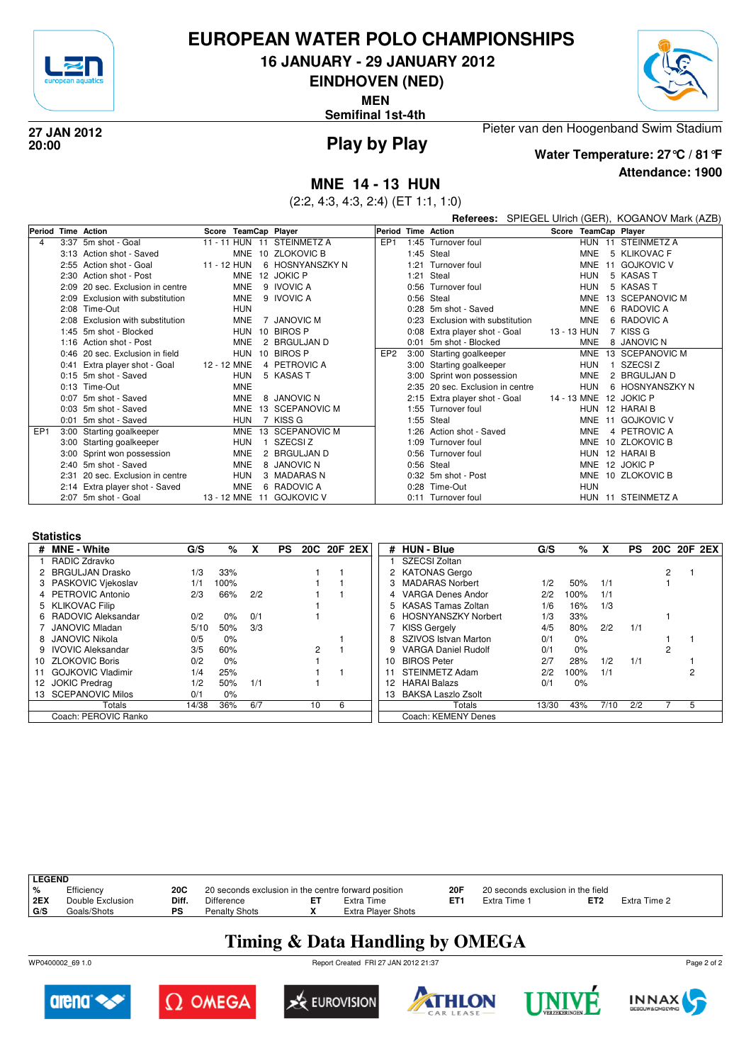# EUROPEAN WATER POLO CHAMPIONSHIPS

## 16 JANUARY - 29 JANUARY 2012

## EINDHOVEN (NED)

**MEN**

**Semifinal 1st-4th**

**27 JAN 2012**
**20:00**

## Play by Play

Pieter van den Hoogenband Swim Stadium

**Water Temperature: 27°C / 81°F**

**Attendance: 1900**

## MNE 14 - 13 HUN

(2:2, 4:3, 4:3, 2:4) (ET 1:1, 1:0)

**Referees:** SPIEGEL Ulrich (GER), KOGANOV Mark (AZB)

| Period | Time | Action | Score | TeamCap | Player |
|---|---|---|---|---|---|
| 4 | 3:37 | 5m shot - Goal | 11 - 11 | HUN 11 | STEINMETZ A |
| | 3:13 | Action shot - Saved | | MNE 10 | ZLOKOVIC B |
| | 2:55 | Action shot - Goal | 11 - 12 | HUN 6 | HOSNYANSZKY N |
| | 2:30 | Action shot - Post | | MNE 12 | JOKIC P |
| | 2:09 | 20 sec. Exclusion in centre | | MNE 9 | IVOVIC A |
| | 2:09 | Exclusion with substitution | | MNE 9 | IVOVIC A |
| | 2:08 | Time-Out | | HUN | |
| | 2:08 | Exclusion with substitution | | MNE 7 | JANOVIC M |
| | 1:45 | 5m shot - Blocked | | HUN 10 | BIROS P |
| | 1:16 | Action shot - Post | | MNE 2 | BRGULJAN D |
| | 0:46 | 20 sec. Exclusion in field | | HUN 10 | BIROS P |
| | 0:41 | Extra player shot - Goal | 12 - 12 | MNE 4 | PETROVIC A |
| | 0:15 | 5m shot - Saved | | HUN 5 | KASAS T |
| | 0:13 | Time-Out | | MNE | |
| | 0:07 | 5m shot - Saved | | MNE 8 | JANOVIC N |
| | 0:03 | 5m shot - Saved | | MNE 13 | SCEPANOVIC M |
| | 0:01 | 5m shot - Saved | | HUN 7 | KISS G |
| EP1 | 3:00 | Starting goalkeeper | | MNE 13 | SCEPANOVIC M |
| | 3:00 | Starting goalkeeper | | HUN 1 | SZECSI Z |
| | 3:00 | Sprint won possession | | MNE 2 | BRGULJAN D |
| | 2:40 | 5m shot - Saved | | MNE 8 | JANOVIC N |
| | 2:31 | 20 sec. Exclusion in centre | | HUN 3 | MADARAS N |
| | 2:14 | Extra player shot - Saved | | MNE 6 | RADOVIC A |
| | 2:07 | 5m shot - Goal | 13 - 12 | MNE 11 | GOJKOVIC V |
| EP1 | 1:45 | Turnover foul | | HUN 11 | STEINMETZ A |
| | 1:45 | Steal | | MNE 5 | KLIKOVAC F |
| | 1:21 | Turnover foul | | MNE 11 | GOJKOVIC V |
| | 1:21 | Steal | | HUN 5 | KASAS T |
| | 0:56 | Turnover foul | | HUN 5 | KASAS T |
| | 0:56 | Steal | | MNE 13 | SCEPANOVIC M |
| | 0:28 | 5m shot - Saved | | MNE 6 | RADOVIC A |
| | 0:23 | Exclusion with substitution | | MNE 6 | RADOVIC A |
| | 0:08 | Extra player shot - Goal | 13 - 13 | HUN 7 | KISS G |
| | 0:01 | 5m shot - Blocked | | MNE 8 | JANOVIC N |
| EP2 | 3:00 | Starting goalkeeper | | MNE 13 | SCEPANOVIC M |
| | 3:00 | Starting goalkeeper | | HUN 1 | SZECSI Z |
| | 3:00 | Sprint won possession | | MNE 2 | BRGULJAN D |
| | 2:35 | 20 sec. Exclusion in centre | | HUN 6 | HOSNYANSZKY N |
| | 2:15 | Extra player shot - Goal | 14 - 13 | MNE 12 | JOKIC P |
| | 1:55 | Turnover foul | | HUN 12 | HARAI B |
| | 1:55 | Steal | | MNE 11 | GOJKOVIC V |
| | 1:26 | Action shot - Saved | | MNE 4 | PETROVIC A |
| | 1:09 | Turnover foul | | MNE 10 | ZLOKOVIC B |
| | 0:56 | Turnover foul | | HUN 12 | HARAI B |
| | 0:56 | Steal | | MNE 12 | JOKIC P |
| | 0:32 | 5m shot - Post | | MNE 10 | ZLOKOVIC B |
| | 0:28 | Time-Out | | HUN | |
| | 0:11 | Turnover foul | | HUN 11 | STEINMETZ A |

### Statistics

| # | MNE - White | G/S | % | X | PS | 20C | 20F | 2EX |
|---|---|---|---|---|---|---|---|---|
| 1 | RADIC Zdravko | | | | | | | |
| 2 | BRGULJAN Drasko | 1/3 | 33% | | | 1 | 1 | |
| 3 | PASKOVIC Vjekoslav | 1/1 | 100% | | | 1 | 1 | |
| 4 | PETROVIC Antonio | 2/3 | 66% | 2/2 | | 1 | 1 | |
| 5 | KLIKOVAC Filip | | | | | 1 | | |
| 6 | RADOVIC Aleksandar | 0/2 | 0% | 0/1 | | 1 | | |
| 7 | JANOVIC Mladan | 5/10 | 50% | 3/3 | | | | |
| 8 | JANOVIC Nikola | 0/5 | 0% | | | | 1 | |
| 9 | IVOVIC Aleksandar | 3/5 | 60% | | | 2 | 1 | |
| 10 | ZLOKOVIC Boris | 0/2 | 0% | | | 1 | | |
| 11 | GOJKOVIC Vladimir | 1/4 | 25% | | | 1 | 1 | |
| 12 | JOKIC Predrag | 1/2 | 50% | 1/1 | | 1 | | |
| 13 | SCEPANOVIC Milos | 0/1 | 0% | | | | | |
| | Totals | 14/38 | 36% | 6/7 | | 10 | 6 | |
| | Coach: PEROVIC Ranko | | | | | | | |

| # | HUN - Blue | G/S | % | X | PS | 20C | 20F | 2EX |
|---|---|---|---|---|---|---|---|---|
| 1 | SZECSI Zoltan | | | | | | | |
| 2 | KATONAS Gergo | | | | | 2 | 1 | |
| 3 | MADARAS Norbert | 1/2 | 50% | 1/1 | | 1 | | |
| 4 | VARGA Denes Andor | 2/2 | 100% | 1/1 | | | | |
| 5 | KASAS Tamas Zoltan | 1/6 | 16% | 1/3 | | | | |
| 6 | HOSNYANSZKY Norbert | 1/3 | 33% | | | 1 | | |
| 7 | KISS Gergely | 4/5 | 80% | 2/2 | 1/1 | | | |
| 8 | SZIVOS Istvan Marton | 0/1 | 0% | | | 1 | 1 | |
| 9 | VARGA Daniel Rudolf | 0/1 | 0% | | | 2 | | |
| 10 | BIROS Peter | 2/7 | 28% | 1/2 | 1/1 | | 1 | |
| 11 | STEINMETZ Adam | 2/2 | 100% | 1/1 | | | 2 | |
| 12 | HARAI Balazs | 0/1 | 0% | | | | | |
| 13 | BAKSA Laszlo Zsolt | | | | | | | |
| | Totals | 13/30 | 43% | 7/10 | 2/2 | 7 | 5 | |
| | Coach: KEMENY Denes | | | | | | | |

**LEGEND**

| | | | | | | | |
|---|---|---|---|---|---|---|---|
| % | Efficiency | 20C | 20 seconds exclusion in the centre forward position | 20F | 20 seconds exclusion in the field | | |
| 2EX | Double Exclusion | Diff. | Difference | ET | Extra Time | ET1 | Extra Time 1 | 
| G/S | Goals/Shots | PS | Penalty Shots | X | Extra Player Shots | ET2 | Extra Time 2 |

## Timing & Data Handling by OMEGA

WP0400002_69 1.0 Report Created FRI 27 JAN 2012 21:37